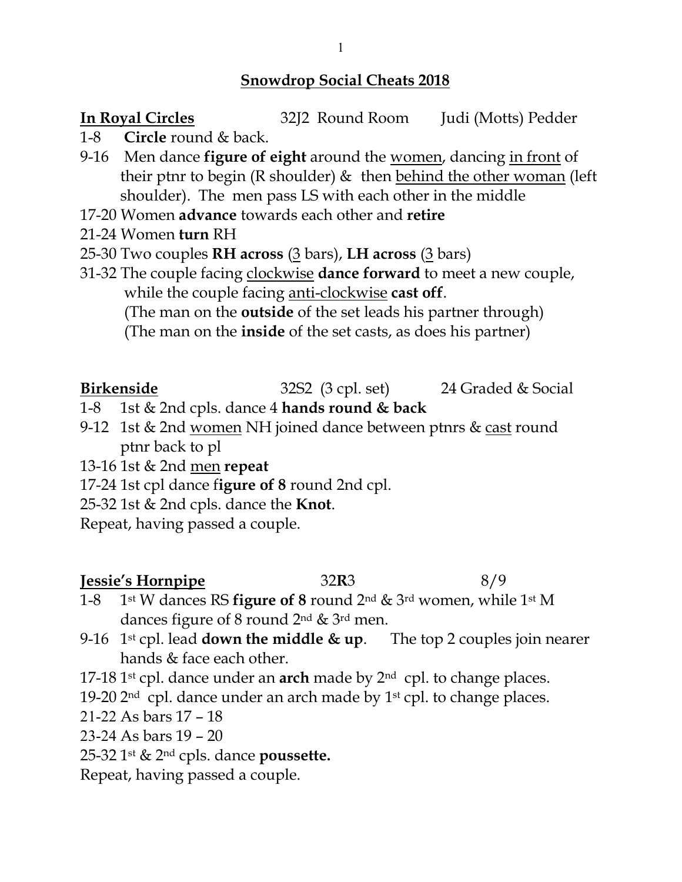# Snowdrop Social Cheats 2018

**In Royal Circles** 32J2 Round Room Judi (Motts) Pedder

1-8 **Circle** round & back.

9-16 Men dance **figure of eight** around the women, dancing in front of their ptnr to begin (R shoulder) & then behind the other woman (left shoulder). The men pass LS with each other in the middle

17-20 Women **advance** towards each other and **retire**

21-24 Women **turn** RH

25-30 Two couples **RH across** (3 bars), **LH across** (3 bars)

31-32 The couple facing clockwise **dance forward** to meet a new couple, while the couple facing anti-clockwise **cast off**.
(The man on the **outside** of the set leads his partner through)
(The man on the **inside** of the set casts, as does his partner)

**Birkenside** 32S2 (3 cpl. set) 24 Graded & Social

1-8 1st & 2nd cpls. dance 4 **hands round & back**

9-12 1st & 2nd women NH joined dance between ptnrs & cast round ptnr back to pl

13-16 1st & 2nd men **repeat**

17-24 1st cpl dance f**igure of 8** round 2nd cpl.

25-32 1st & 2nd cpls. dance the **Knot**.

Repeat, having passed a couple.

**Jessie's Hornpipe** 32**R**3 8/9

1-8 1st W dances RS **figure of 8** round 2nd & 3rd women, while 1st M dances figure of 8 round 2nd & 3rd men.

9-16 1st cpl. lead **down the middle & up**. The top 2 couples join nearer hands & face each other.

17-18 1st cpl. dance under an **arch** made by 2nd cpl. to change places.

19-20 2nd cpl. dance under an arch made by 1st cpl. to change places.

21-22 As bars 17 – 18

23-24 As bars 19 – 20

25-32 1st & 2nd cpls. dance **poussette.**

Repeat, having passed a couple.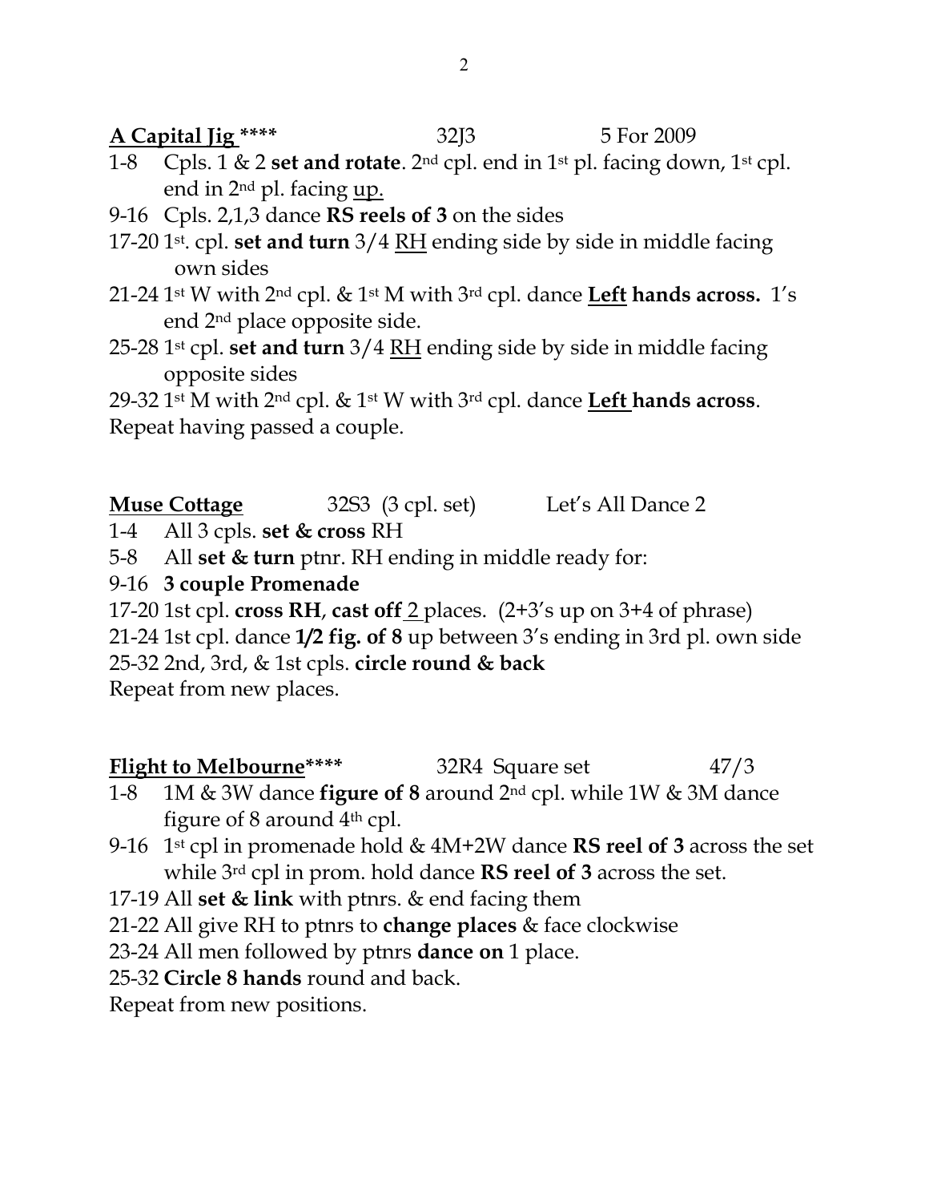**A Capital Jig \*\*\*\*** 32J3 5 For 2009

1-8 Cpls. 1 & 2 **set and rotate**. 2nd cpl. end in 1st pl. facing down, 1st cpl. end in 2nd pl. facing up.

9-16 Cpls. 2,1,3 dance **RS reels of 3** on the sides

17-20 1st. cpl. **set and turn** 3/4 RH ending side by side in middle facing own sides

21-24 1st W with 2nd cpl. & 1st M with 3rd cpl. dance **Left hands across.** 1's end 2nd place opposite side.

25-28 1st cpl. **set and turn** 3/4 RH ending side by side in middle facing opposite sides

29-32 1st M with 2nd cpl. & 1st W with 3rd cpl. dance **Left hands across**.

Repeat having passed a couple.

**Muse Cottage** 32S3 (3 cpl. set) Let's All Dance 2

1-4 All 3 cpls. **set & cross** RH

5-8 All **set & turn** ptnr. RH ending in middle ready for:

9-16 **3 couple Promenade**

17-20 1st cpl. **cross RH**, **cast off** 2 places. (2+3's up on 3+4 of phrase)

21-24 1st cpl. dance **1/2 fig. of 8** up between 3's ending in 3rd pl. own side

25-32 2nd, 3rd, & 1st cpls. **circle round & back**

Repeat from new places.

**Flight to Melbourne\*\*\*\*** 32R4 Square set 47/3

1-8 1M & 3W dance **figure of 8** around 2nd cpl. while 1W & 3M dance figure of 8 around 4th cpl.

9-16 1st cpl in promenade hold & 4M+2W dance **RS reel of 3** across the set while 3rd cpl in prom. hold dance **RS reel of 3** across the set.

17-19 All **set & link** with ptnrs. & end facing them

21-22 All give RH to ptnrs to **change places** & face clockwise

23-24 All men followed by ptnrs **dance on** 1 place.

25-32 **Circle 8 hands** round and back.

Repeat from new positions.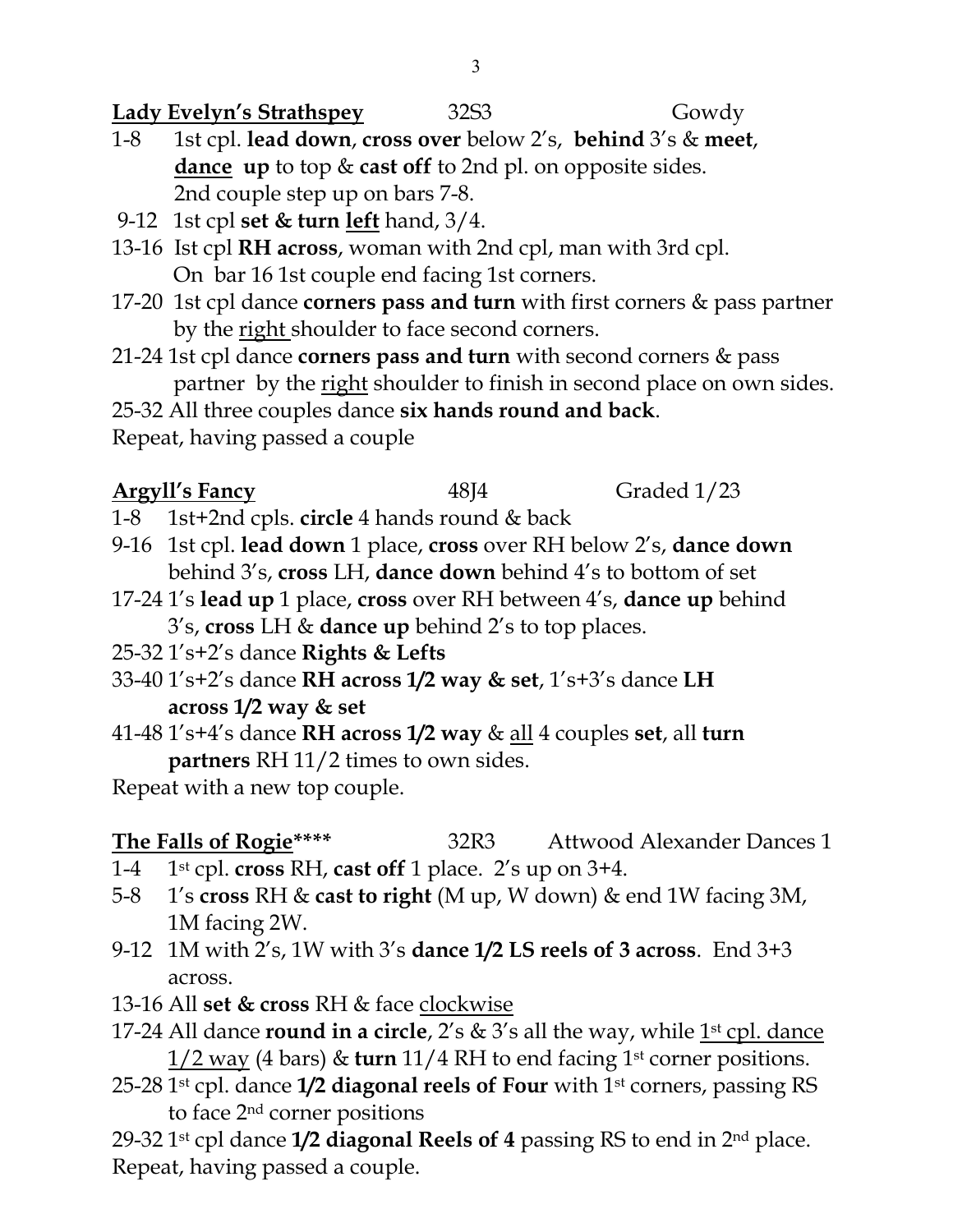**Lady Evelyn's Strathspey** 32S3 Gowdy

1-8 1st cpl. **lead down**, **cross over** below 2's, **behind** 3's & **meet**, <u>**dance**</u> **up** to top & **cast off** to 2nd pl. on opposite sides. 2nd couple step up on bars 7-8.

9-12 1st cpl **set & turn <u>left</u>** hand, 3/4.

13-16 Ist cpl **RH across**, woman with 2nd cpl, man with 3rd cpl. On bar 16 1st couple end facing 1st corners.

17-20 1st cpl dance **corners pass and turn** with first corners & pass partner by the <u>right</u> shoulder to face second corners.

21-24 1st cpl dance **corners pass and turn** with second corners & pass partner by the <u>right</u> shoulder to finish in second place on own sides.

25-32 All three couples dance **six hands round and back**.

Repeat, having passed a couple

**<u>Argyll's Fancy</u>** 48J4 Graded 1/23

1-8 1st+2nd cpls. **circle** 4 hands round & back

9-16 1st cpl. **lead down** 1 place, **cross** over RH below 2's, **dance down** behind 3's, **cross** LH, **dance down** behind 4's to bottom of set

17-24 1's **lead up** 1 place, **cross** over RH between 4's, **dance up** behind 3's, **cross** LH & **dance up** behind 2's to top places.

25-32 1's+2's dance **Rights & Lefts**

33-40 1's+2's dance **RH across 1/2 way & set**, 1's+3's dance **LH across 1/2 way & set**

41-48 1's+4's dance **RH across 1/2 way** & <u>all</u> 4 couples **set**, all **turn partners** RH 11/2 times to own sides.

Repeat with a new top couple.

**<u>The Falls of Rogie</u>\*\*\*\*** 32R3 Attwood Alexander Dances 1

1-4 1st cpl. **cross** RH, **cast off** 1 place. 2's up on 3+4.

5-8 1's **cross** RH & **cast to right** (M up, W down) & end 1W facing 3M, 1M facing 2W.

9-12 1M with 2's, 1W with 3's **dance 1/2 LS reels of 3 across**. End 3+3 across.

13-16 All **set & cross** RH & face <u>clockwise</u>

17-24 All dance **round in a circle**, 2's & 3's all the way, while <u>1st cpl. dance 1/2 way</u> (4 bars) & **turn** 11/4 RH to end facing 1st corner positions.

25-28 1st cpl. dance **1/2 diagonal reels of Four** with 1st corners, passing RS to face 2nd corner positions

29-32 1st cpl dance **1/2 diagonal Reels of 4** passing RS to end in 2nd place.

Repeat, having passed a couple.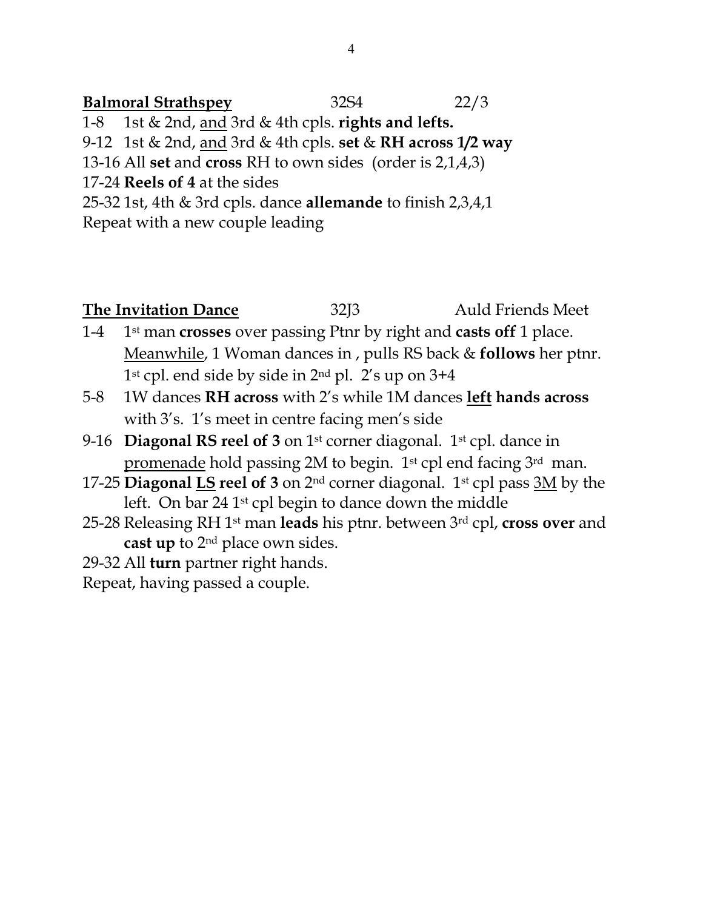**<u>Balmoral Strathspey</u>** 32S4 22/3

1-8 1st & 2nd, <u>and</u> 3rd & 4th cpls. **rights and lefts.**

9-12 1st & 2nd, <u>and</u> 3rd & 4th cpls. **set** & **RH across 1/2 way**

13-16 All **set** and **cross** RH to own sides (order is 2,1,4,3)

17-24 **Reels of 4** at the sides

25-32 1st, 4th & 3rd cpls. dance **allemande** to finish 2,3,4,1

Repeat with a new couple leading

**<u>The Invitation Dance</u>** 32J3 Auld Friends Meet

1-4 1st man **crosses** over passing Ptnr by right and **casts off** 1 place. <u>Meanwhile</u>, 1 Woman dances in , pulls RS back & **follows** her ptnr. 1st cpl. end side by side in 2nd pl. 2's up on 3+4

5-8 1W dances **RH across** with 2's while 1M dances **<u>left</u> hands across** with 3's. 1's meet in centre facing men's side

9-16 **Diagonal RS reel of 3** on 1st corner diagonal. 1st cpl. dance in <u>promenade</u> hold passing 2M to begin. 1st cpl end facing 3rd man.

17-25 **Diagonal <u>LS</u> reel of 3** on 2nd corner diagonal. 1st cpl pass <u>3M</u> by the left. On bar 24 1st cpl begin to dance down the middle

25-28 Releasing RH 1st man **leads** his ptnr. between 3rd cpl, **cross over** and **cast up** to 2nd place own sides.

29-32 All **turn** partner right hands.

Repeat, having passed a couple.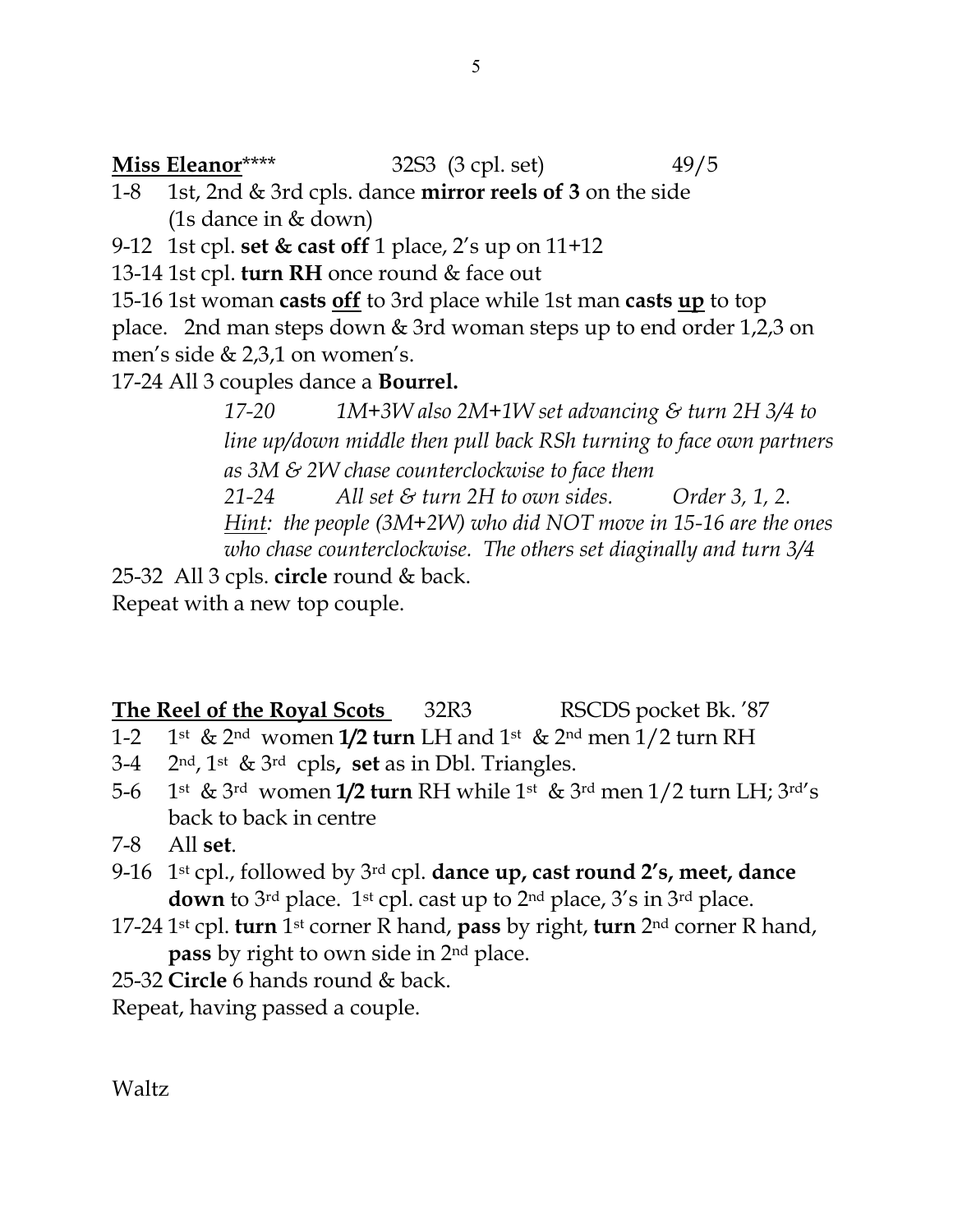**Miss Eleanor**\*\*\*\* 32S3 (3 cpl. set) 49/5

1-8 1st, 2nd & 3rd cpls. dance **mirror reels of 3** on the side (1s dance in & down)

9-12 1st cpl. **set & cast off** 1 place, 2's up on 11+12

13-14 1st cpl. **turn RH** once round & face out

15-16 1st woman **casts off** to 3rd place while 1st man **casts up** to top place. 2nd man steps down & 3rd woman steps up to end order 1,2,3 on men's side & 2,3,1 on women's.

17-24 All 3 couples dance a **Bourrel.**

> *17-20 1M+3W also 2M+1W set advancing & turn 2H 3/4 to line up/down middle then pull back RSh turning to face own partners as 3M & 2W chase counterclockwise to face them*
>
> *21-24 All set & turn 2H to own sides. Order 3, 1, 2.*
>
> *Hint: the people (3M+2W) who did NOT move in 15-16 are the ones who chase counterclockwise. The others set diaginally and turn 3/4*

25-32 All 3 cpls. **circle** round & back.

Repeat with a new top couple.

**The Reel of the Royal Scots** 32R3 RSCDS pocket Bk. '87

1-2 1st & 2nd women **1/2 turn** LH and 1st & 2nd men 1/2 turn RH

3-4 2nd, 1st & 3rd cpls**, set** as in Dbl. Triangles.

5-6 1st & 3rd women **1/2 turn** RH while 1st & 3rd men 1/2 turn LH; 3rd's back to back in centre

7-8 All **set**.

9-16 1st cpl., followed by 3rd cpl. **dance up, cast round 2's, meet, dance down** to 3rd place. 1st cpl. cast up to 2nd place, 3's in 3rd place.

17-24 1st cpl. **turn** 1st corner R hand, **pass** by right, **turn** 2nd corner R hand, **pass** by right to own side in 2nd place.

25-32 **Circle** 6 hands round & back.

Repeat, having passed a couple.

Waltz